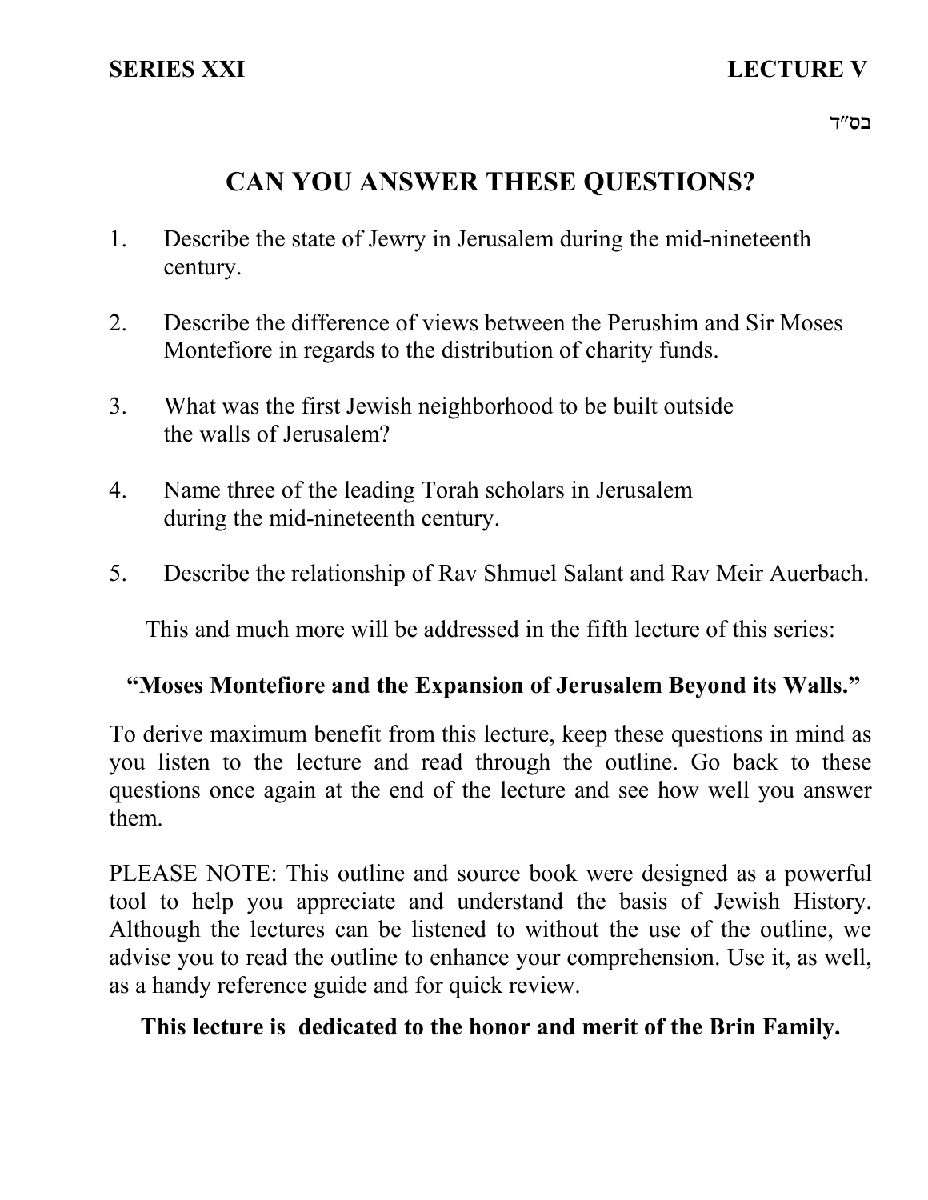SERIES XXI LECTURE V

בס״ד

# CAN YOU ANSWER THESE QUESTIONS?

1. Describe the state of Jewry in Jerusalem during the mid-nineteenth century.

2. Describe the difference of views between the Perushim and Sir Moses Montefiore in regards to the distribution of charity funds.

3. What was the first Jewish neighborhood to be built outside the walls of Jerusalem?

4. Name three of the leading Torah scholars in Jerusalem during the mid-nineteenth century.

5. Describe the relationship of Rav Shmuel Salant and Rav Meir Auerbach.

This and much more will be addressed in the fifth lecture of this series:

**"Moses Montefiore and the Expansion of Jerusalem Beyond its Walls."**

To derive maximum benefit from this lecture, keep these questions in mind as you listen to the lecture and read through the outline. Go back to these questions once again at the end of the lecture and see how well you answer them.

PLEASE NOTE: This outline and source book were designed as a powerful tool to help you appreciate and understand the basis of Jewish History. Although the lectures can be listened to without the use of the outline, we advise you to read the outline to enhance your comprehension. Use it, as well, as a handy reference guide and for quick review.

**This lecture is dedicated to the honor and merit of the Brin Family.**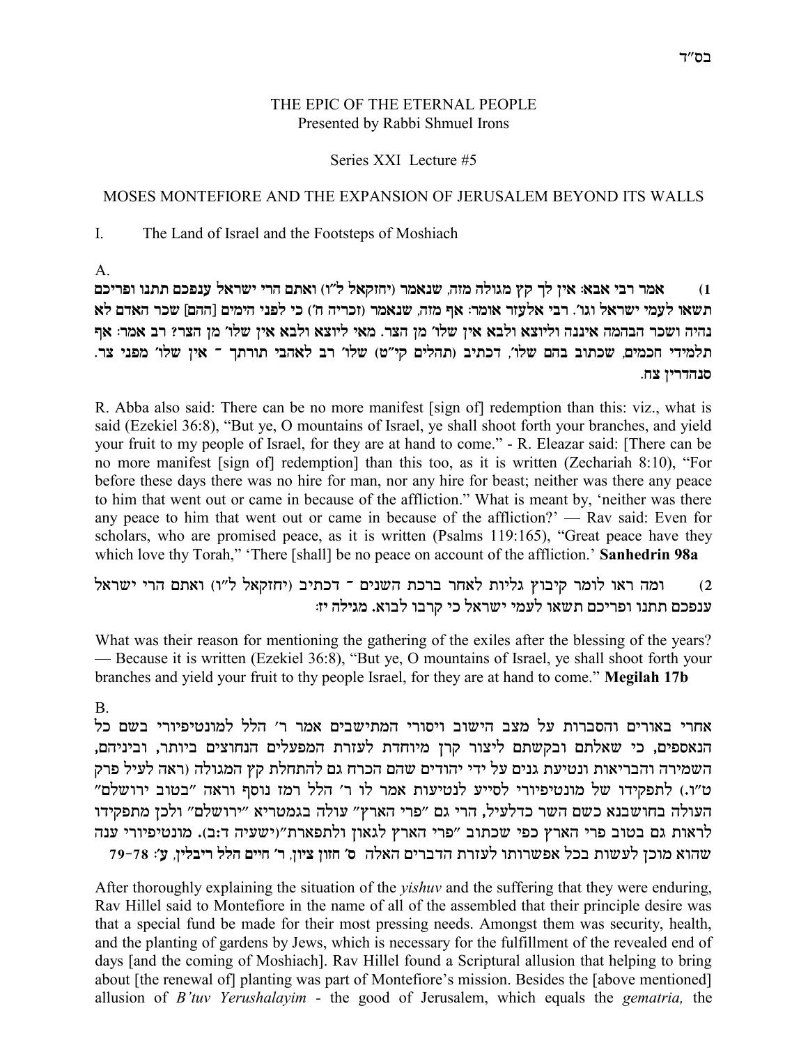# THE EPIC OF THE ETERNAL PEOPLE
Presented by Rabbi Shmuel Irons

Series XXI Lecture #5

## MOSES MONTEFIORE AND THE EXPANSION OF JERUSALEM BEYOND ITS WALLS

### I. The Land of Israel and the Footsteps of Moshiach

A.

1) **אמר רבי אבא: אין לך קץ מגולה מזה, שנאמר (יחזקאל ל"ו) ואתם הרי ישראל ענפכם תתנו ופריכם תשאו לעמי ישראל וגו'. רבי אלעזר אומר: אף מזה, שנאמר (זכריה ח') כי לפני הימים [ההם] שכר האדם לא נהיה ושכר הבהמה איננה וליוצא ולבא אין שלו' מן הצר. מאי ליוצא ולבא אין שלו' מן הצר? רב אמר: אף תלמידי חכמים, שכתוב בהם שלו', דכתיב (תהלים קי"ט) שלו' רב לאהבי תורתך - אין שלו' מפני צר. סנהדרין צח.**

R. Abba also said: There can be no more manifest [sign of] redemption than this: viz., what is said (Ezekiel 36:8), "But ye, O mountains of Israel, ye shall shoot forth your branches, and yield your fruit to my people of Israel, for they are at hand to come." - R. Eleazar said: [There can be no more manifest [sign of] redemption] than this too, as it is written (Zechariah 8:10), "For before these days there was no hire for man, nor any hire for beast; neither was there any peace to him that went out or came in because of the affliction." What is meant by, 'neither was there any peace to him that went out or came in because of the affliction?' — Rav said: Even for scholars, who are promised peace, as it is written (Psalms 119:165), "Great peace have they which love thy Torah," 'There [shall] be no peace on account of the affliction.' **Sanhedrin 98a**

2) ומה ראו לומר קיבוץ גליות לאחר ברכת השנים - דכתיב (יחזקאל ל"ו) ואתם הרי ישראל ענפכם תתנו ופריכם תשאו לעמי ישראל כי קרבו לבוא. **מגילה יז:**

What was their reason for mentioning the gathering of the exiles after the blessing of the years? — Because it is written (Ezekiel 36:8), "But ye, O mountains of Israel, ye shall shoot forth your branches and yield your fruit to thy people Israel, for they are at hand to come." **Megilah 17b**

B.

**אחרי באורים והסברות על מצב הישוב ויסורי המתישבים אמר ר' הלל למונטיפיורי בשם כל הנאספים, כי שאלתם ובקשתם ליצור קרן מיוחדת לעזרת המפעלים הנחוצים ביותר, וביניהם, השמירה והבריאות ונטיעת גנים על ידי יהודים שהם הכרח גם להתחלת קץ המגולה (ראה לעיל פרק ט"ו.) לתפקידו של מונטיפיורי לסייע לנטיעות אמר לו ר' הלל רמז נוסף וראה "בטוב ירושלם" העולה בחושבנא כשם השר כדלעיל, הרי גם "פרי הארץ" עולה בגמטריא "ירושלם" ולכן מתפקידו לראות גם בטוב פרי הארץ כפי שכתוב "פרי הארץ לגאון ולתפארת"(ישעיה ד:ב). מונטיפיורי ענה שהוא מוכן לעשות בכל אפשרותו לעזרת הדברים האלה ס' חזון ציון, ר' חיים הלל ריבלין, ע': 78-79**

After thoroughly explaining the situation of the *yishuv* and the suffering that they were enduring, Rav Hillel said to Montefiore in the name of all of the assembled that their principle desire was that a special fund be made for their most pressing needs. Amongst them was security, health, and the planting of gardens by Jews, which is necessary for the fulfillment of the revealed end of days [and the coming of Moshiach]. Rav Hillel found a Scriptural allusion that helping to bring about [the renewal of] planting was part of Montefiore's mission. Besides the [above mentioned] allusion of *B'tuv Yerushalayim* - the good of Jerusalem, which equals the *gematria,* the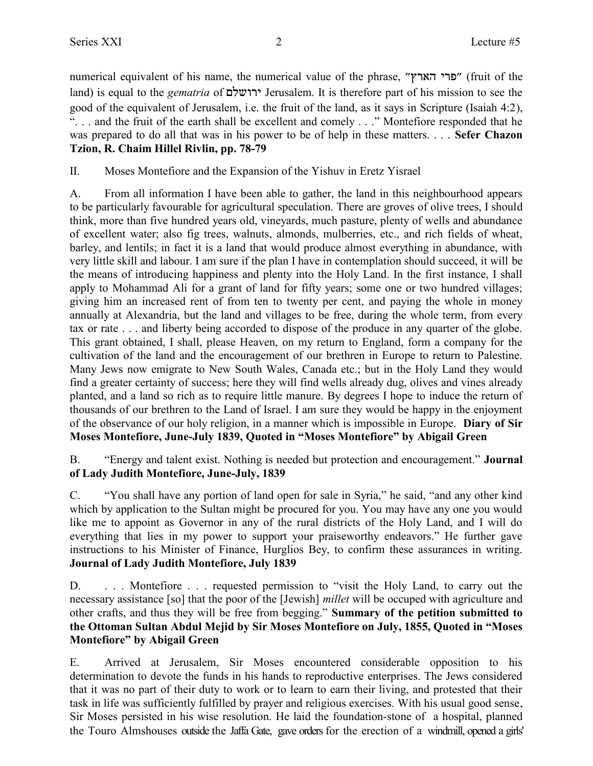numerical equivalent of his name, the numerical value of the phrase, "פרי הארץ" (fruit of the land) is equal to the *gematria* of ירושלם Jerusalem. It is therefore part of his mission to see the good of the equivalent of Jerusalem, i.e. the fruit of the land, as it says in Scripture (Isaiah 4:2), ". . . and the fruit of the earth shall be excellent and comely . . ." Montefiore responded that he was prepared to do all that was in his power to be of help in these matters. . . . **Sefer Chazon Tzion, R. Chaim Hillel Rivlin, pp. 78-79**

II. Moses Montefiore and the Expansion of the Yishuv in Eretz Yisrael

A. From all information I have been able to gather, the land in this neighbourhood appears to be particularly favourable for agricultural speculation. There are groves of olive trees, I should think, more than five hundred years old, vineyards, much pasture, plenty of wells and abundance of excellent water; also fig trees, walnuts, almonds, mulberries, etc., and rich fields of wheat, barley, and lentils; in fact it is a land that would produce almost everything in abundance, with very little skill and labour. I am sure if the plan I have in contemplation should succeed, it will be the means of introducing happiness and plenty into the Holy Land. In the first instance, I shall apply to Mohammad Ali for a grant of land for fifty years; some one or two hundred villages; giving him an increased rent of from ten to twenty per cent, and paying the whole in money annually at Alexandria, but the land and villages to be free, during the whole term, from every tax or rate . . . and liberty being accorded to dispose of the produce in any quarter of the globe. This grant obtained, I shall, please Heaven, on my return to England, form a company for the cultivation of the land and the encouragement of our brethren in Europe to return to Palestine. Many Jews now emigrate to New South Wales, Canada etc.; but in the Holy Land they would find a greater certainty of success; here they will find wells already dug, olives and vines already planted, and a land so rich as to require little manure. By degrees I hope to induce the return of thousands of our brethren to the Land of Israel. I am sure they would be happy in the enjoyment of the observance of our holy religion, in a manner which is impossible in Europe. **Diary of Sir Moses Montefiore, June-July 1839, Quoted in "Moses Montefiore" by Abigail Green**

B. "Energy and talent exist. Nothing is needed but protection and encouragement." **Journal of Lady Judith Montefiore, June-July, 1839**

C. "You shall have any portion of land open for sale in Syria," he said, "and any other kind which by application to the Sultan might be procured for you. You may have any one you would like me to appoint as Governor in any of the rural districts of the Holy Land, and I will do everything that lies in my power to support your praiseworthy endeavors." He further gave instructions to his Minister of Finance, Hurglios Bey, to confirm these assurances in writing. **Journal of Lady Judith Montefiore, July 1839**

D. . . . Montefiore . . . requested permission to "visit the Holy Land, to carry out the necessary assistance [so] that the poor of the [Jewish] *millet* will be occuped with agriculture and other crafts, and thus they will be free from begging." **Summary of the petition submitted to the Ottoman Sultan Abdul Mejid by Sir Moses Montefiore on July, 1855, Quoted in "Moses Montefiore" by Abigail Green**

E. Arrived at Jerusalem, Sir Moses encountered considerable opposition to his determination to devote the funds in his hands to reproductive enterprises. The Jews considered that it was no part of their duty to work or to learn to earn their living, and protested that their task in life was sufficiently fulfilled by prayer and religious exercises. With his usual good sense, Sir Moses persisted in his wise resolution. He laid the foundation-stone of a hospital, planned the Touro Almshouses outside the Jaffa Gate, gave orders for the erection of a windmill, opened a girls'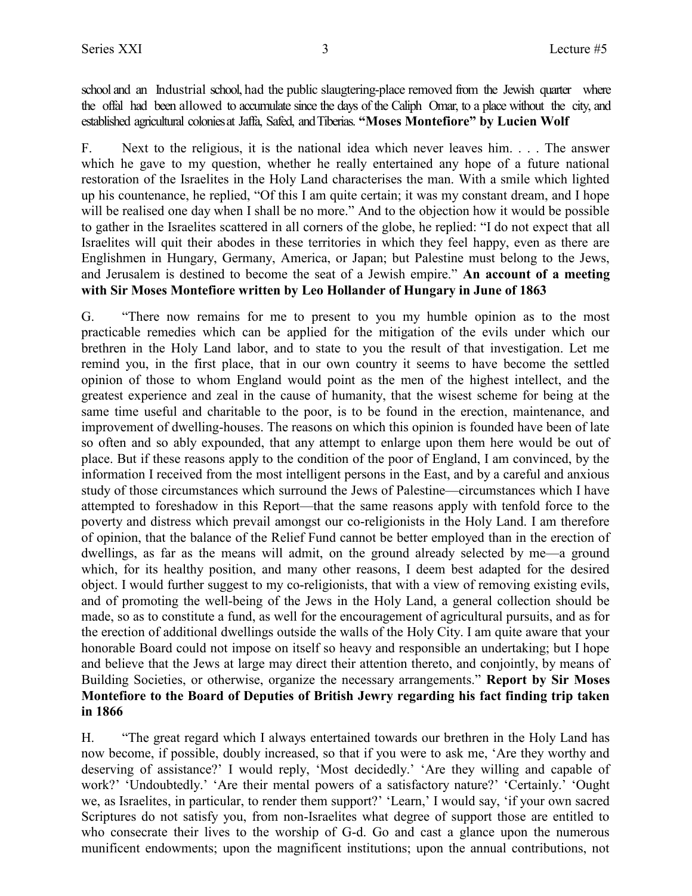school and an Industrial school, had the public slaugtering-place removed from the Jewish quarter where the offal had been allowed to accumulate since the days of the Caliph Omar, to a place without the city, and established agricultural colonies at Jaffa, Safed, and Tiberias. **"Moses Montefiore" by Lucien Wolf**

F. Next to the religious, it is the national idea which never leaves him. . . . The answer which he gave to my question, whether he really entertained any hope of a future national restoration of the Israelites in the Holy Land characterises the man. With a smile which lighted up his countenance, he replied, "Of this I am quite certain; it was my constant dream, and I hope will be realised one day when I shall be no more." And to the objection how it would be possible to gather in the Israelites scattered in all corners of the globe, he replied: "I do not expect that all Israelites will quit their abodes in these territories in which they feel happy, even as there are Englishmen in Hungary, Germany, America, or Japan; but Palestine must belong to the Jews, and Jerusalem is destined to become the seat of a Jewish empire." **An account of a meeting with Sir Moses Montefiore written by Leo Hollander of Hungary in June of 1863**

G. "There now remains for me to present to you my humble opinion as to the most practicable remedies which can be applied for the mitigation of the evils under which our brethren in the Holy Land labor, and to state to you the result of that investigation. Let me remind you, in the first place, that in our own country it seems to have become the settled opinion of those to whom England would point as the men of the highest intellect, and the greatest experience and zeal in the cause of humanity, that the wisest scheme for being at the same time useful and charitable to the poor, is to be found in the erection, maintenance, and improvement of dwelling-houses. The reasons on which this opinion is founded have been of late so often and so ably expounded, that any attempt to enlarge upon them here would be out of place. But if these reasons apply to the condition of the poor of England, I am convinced, by the information I received from the most intelligent persons in the East, and by a careful and anxious study of those circumstances which surround the Jews of Palestine—circumstances which I have attempted to foreshadow in this Report—that the same reasons apply with tenfold force to the poverty and distress which prevail amongst our co-religionists in the Holy Land. I am therefore of opinion, that the balance of the Relief Fund cannot be better employed than in the erection of dwellings, as far as the means will admit, on the ground already selected by me—a ground which, for its healthy position, and many other reasons, I deem best adapted for the desired object. I would further suggest to my co-religionists, that with a view of removing existing evils, and of promoting the well-being of the Jews in the Holy Land, a general collection should be made, so as to constitute a fund, as well for the encouragement of agricultural pursuits, and as for the erection of additional dwellings outside the walls of the Holy City. I am quite aware that your honorable Board could not impose on itself so heavy and responsible an undertaking; but I hope and believe that the Jews at large may direct their attention thereto, and conjointly, by means of Building Societies, or otherwise, organize the necessary arrangements." **Report by Sir Moses Montefiore to the Board of Deputies of British Jewry regarding his fact finding trip taken in 1866**

H. "The great regard which I always entertained towards our brethren in the Holy Land has now become, if possible, doubly increased, so that if you were to ask me, 'Are they worthy and deserving of assistance?' I would reply, 'Most decidedly.' 'Are they willing and capable of work?' 'Undoubtedly.' 'Are their mental powers of a satisfactory nature?' 'Certainly.' 'Ought we, as Israelites, in particular, to render them support?' 'Learn,' I would say, 'if your own sacred Scriptures do not satisfy you, from non-Israelites what degree of support those are entitled to who consecrate their lives to the worship of G-d. Go and cast a glance upon the numerous munificent endowments; upon the magnificent institutions; upon the annual contributions, not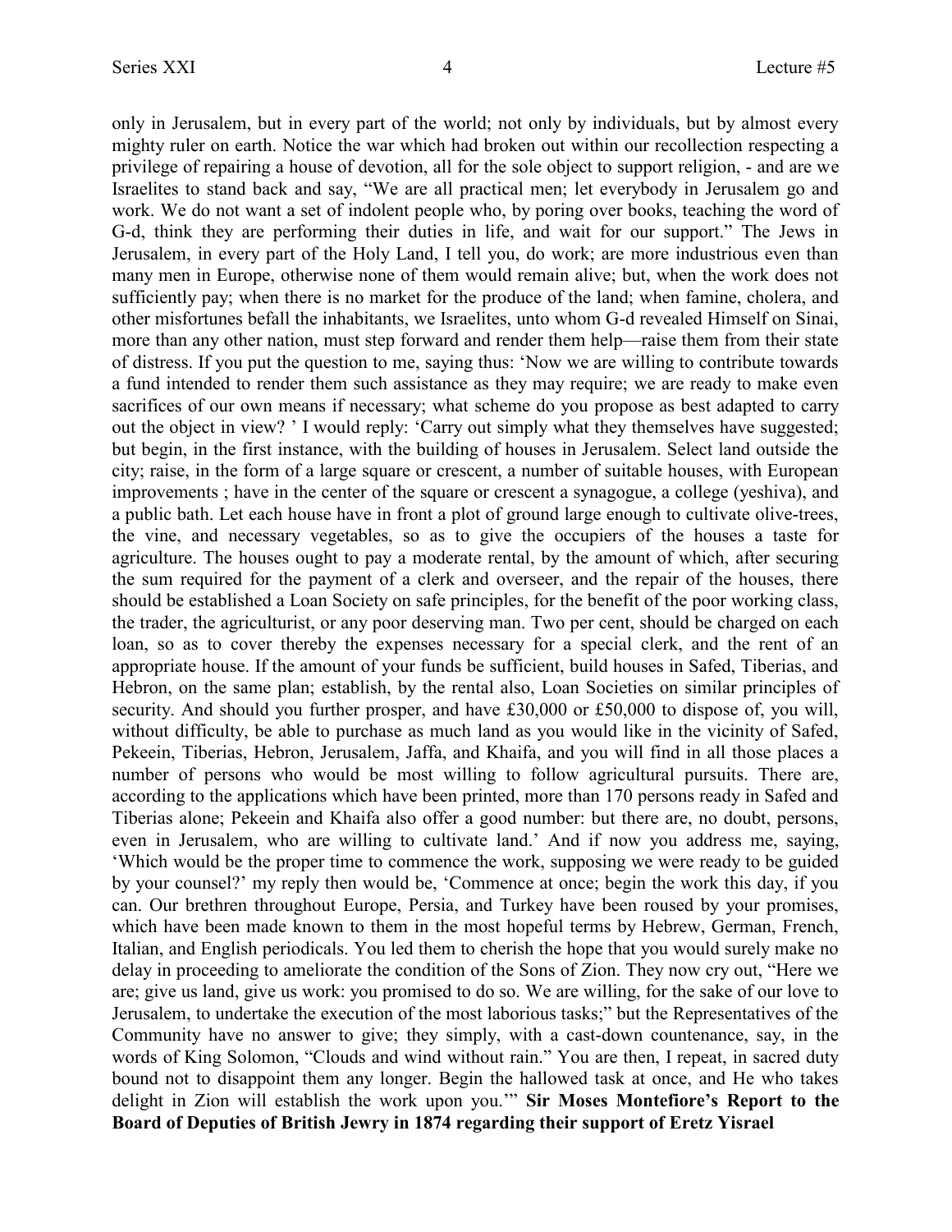only in Jerusalem, but in every part of the world; not only by individuals, but by almost every mighty ruler on earth. Notice the war which had broken out within our recollection respecting a privilege of repairing a house of devotion, all for the sole object to support religion, - and are we Israelites to stand back and say, "We are all practical men; let everybody in Jerusalem go and work. We do not want a set of indolent people who, by poring over books, teaching the word of G-d, think they are performing their duties in life, and wait for our support." The Jews in Jerusalem, in every part of the Holy Land, I tell you, do work; are more industrious even than many men in Europe, otherwise none of them would remain alive; but, when the work does not sufficiently pay; when there is no market for the produce of the land; when famine, cholera, and other misfortunes befall the inhabitants, we Israelites, unto whom G-d revealed Himself on Sinai, more than any other nation, must step forward and render them help—raise them from their state of distress. If you put the question to me, saying thus: 'Now we are willing to contribute towards a fund intended to render them such assistance as they may require; we are ready to make even sacrifices of our own means if necessary; what scheme do you propose as best adapted to carry out the object in view? ' I would reply: 'Carry out simply what they themselves have suggested; but begin, in the first instance, with the building of houses in Jerusalem. Select land outside the city; raise, in the form of a large square or crescent, a number of suitable houses, with European improvements ; have in the center of the square or crescent a synagogue, a college (yeshiva), and a public bath. Let each house have in front a plot of ground large enough to cultivate olive-trees, the vine, and necessary vegetables, so as to give the occupiers of the houses a taste for agriculture. The houses ought to pay a moderate rental, by the amount of which, after securing the sum required for the payment of a clerk and overseer, and the repair of the houses, there should be established a Loan Society on safe principles, for the benefit of the poor working class, the trader, the agriculturist, or any poor deserving man. Two per cent, should be charged on each loan, so as to cover thereby the expenses necessary for a special clerk, and the rent of an appropriate house. If the amount of your funds be sufficient, build houses in Safed, Tiberias, and Hebron, on the same plan; establish, by the rental also, Loan Societies on similar principles of security. And should you further prosper, and have £30,000 or £50,000 to dispose of, you will, without difficulty, be able to purchase as much land as you would like in the vicinity of Safed, Pekeein, Tiberias, Hebron, Jerusalem, Jaffa, and Khaifa, and you will find in all those places a number of persons who would be most willing to follow agricultural pursuits. There are, according to the applications which have been printed, more than 170 persons ready in Safed and Tiberias alone; Pekeein and Khaifa also offer a good number: but there are, no doubt, persons, even in Jerusalem, who are willing to cultivate land.' And if now you address me, saying, 'Which would be the proper time to commence the work, supposing we were ready to be guided by your counsel?' my reply then would be, 'Commence at once; begin the work this day, if you can. Our brethren throughout Europe, Persia, and Turkey have been roused by your promises, which have been made known to them in the most hopeful terms by Hebrew, German, French, Italian, and English periodicals. You led them to cherish the hope that you would surely make no delay in proceeding to ameliorate the condition of the Sons of Zion. They now cry out, "Here we are; give us land, give us work: you promised to do so. We are willing, for the sake of our love to Jerusalem, to undertake the execution of the most laborious tasks;" but the Representatives of the Community have no answer to give; they simply, with a cast-down countenance, say, in the words of King Solomon, "Clouds and wind without rain." You are then, I repeat, in sacred duty bound not to disappoint them any longer. Begin the hallowed task at once, and He who takes delight in Zion will establish the work upon you.'" **Sir Moses Montefiore's Report to the Board of Deputies of British Jewry in 1874 regarding their support of Eretz Yisrael**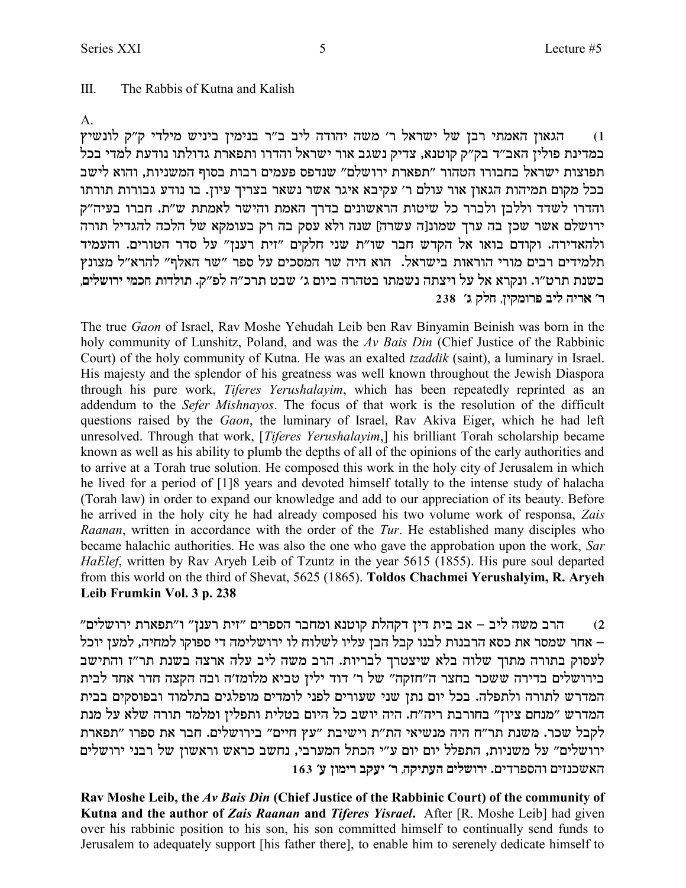III. The Rabbis of Kutna and Kalish

A.

1) הגאון האמתי רבן של ישראל ר' משה יהודה ליב ב"ר בנימין ביניש מילדי ק"ק לונשיץ במדינת פולין האב"ד בק"ק קוטנא, צדיק נשגב אור ישראל והדרו ותפארת גדולתו נודעת למדי בכל תפוצות ישראל בחבורו הטהור "תפארת ירושלם" שנדפס פעמים רבות בסוף המשניות, והוא לישב בכל מקום תמיהות הגאון אור עולם ר' עקיבא איגר אשר נשאר בצריך עיון. בו נודע גבורות תורתו והדרו לשדד וללבן ולברר כל שיטות הראשונים בדרך האמת והישר לאמתת ש"ת. חברו בעיה"ק ירושלם אשר שכן בה ערך שמונ[ה עשרה] שנה ולא עסק בה רק בעומקא של הלכה להגדיל תורה ולהאדירה. וקודם בואו אל הקדש חבר שו"ת שני חלקים "זית רענן" על סדר הטורים. והעמיד תלמידים רבים מורי הוראות בישראל. הוא היה שר המסכים על ספר "שר האלף" להרא"ל מצונץ בשנת תרט"ו. ונקרא אל על ויצתה נשמתו בטהרה ביום ג' שבט תרכ"ה לפ"ק. **תולדות חכמי ירושלים, ר' אריה ליב פרומקין, חלק ג' 238**

The true *Gaon* of Israel, Rav Moshe Yehudah Leib ben Rav Binyamin Beinish was born in the holy community of Lunshitz, Poland, and was the *Av Bais Din* (Chief Justice of the Rabbinic Court) of the holy community of Kutna. He was an exalted *tzaddik* (saint), a luminary in Israel. His majesty and the splendor of his greatness was well known throughout the Jewish Diaspora through his pure work, *Tiferes Yerushalayim*, which has been repeatedly reprinted as an addendum to the *Sefer Mishnayos*. The focus of that work is the resolution of the difficult questions raised by the *Gaon*, the luminary of Israel, Rav Akiva Eiger, which he had left unresolved. Through that work, [*Tiferes Yerushalayim*,] his brilliant Torah scholarship became known as well as his ability to plumb the depths of all of the opinions of the early authorities and to arrive at a Torah true solution. He composed this work in the holy city of Jerusalem in which he lived for a period of [1]8 years and devoted himself totally to the intense study of halacha (Torah law) in order to expand our knowledge and add to our appreciation of its beauty. Before he arrived in the holy city he had already composed his two volume work of responsa, *Zais Raanan*, written in accordance with the order of the *Tur*. He established many disciples who became halachic authorities. He was also the one who gave the approbation upon the work, *Sar HaElef*, written by Rav Aryeh Leib of Tzuntz in the year 5615 (1855). His pure soul departed from this world on the third of Shevat, 5625 (1865). **Toldos Chachmei Yerushalyim, R. Aryeh Leib Frumkin Vol. 3 p. 238**

2) הרב משה ליב – אב בית דין דקהלת קוטנא ומחבר הספרים "זית רענן" ו"תפארת ירושלים" – אחר שמסר את כסא הרבנות לבנו קבל הבן עליו לשלוח לו ירושלימה די ספוקו למחיה, למען יוכל לעסוק בתורה מתוך שלוה בלא שיצטרך לבריות. הרב משה ליב עלה ארצה בשנת תר"ז והתישב בירושלים בדירה ששכר בחצר ה"חזקה" של ר' דוד ילין טביא מלומז'ה ובה הקצה חדר אחד לבית המדרש לתורה ולתפלה. בכל יום נתן שני שעורים לפני לומדים מופלגים בתלמוד ובפוסקים בבית המדרש "מנחם ציון" בחורבת ריה"ח. היה יושב כל היום בטלית ותפלין ומלמד תורה שלא על מנת לקבל שכר. משנת תר"ח היה מנשיאי הת"ת וישיבת "עץ חיים" בירושלים. חבר את ספרו "תפארת ירושלים" על משניות, התפלל יום יום ע"י הכתל המערבי, נחשב כראש וראשון של רבני ירושלים האשכנזים והספרדים. **ירושלים העתיקה, ר' יעקב רימון ע' 163**

**Rav Moshe Leib, the *Av Bais Din* (Chief Justice of the Rabbinic Court) of the community of Kutna and the author of *Zais Raanan* and *Tiferes Yisrael*.** After [R. Moshe Leib] had given over his rabbinic position to his son, his son committed himself to continually send funds to Jerusalem to adequately support [his father there], to enable him to serenely dedicate himself to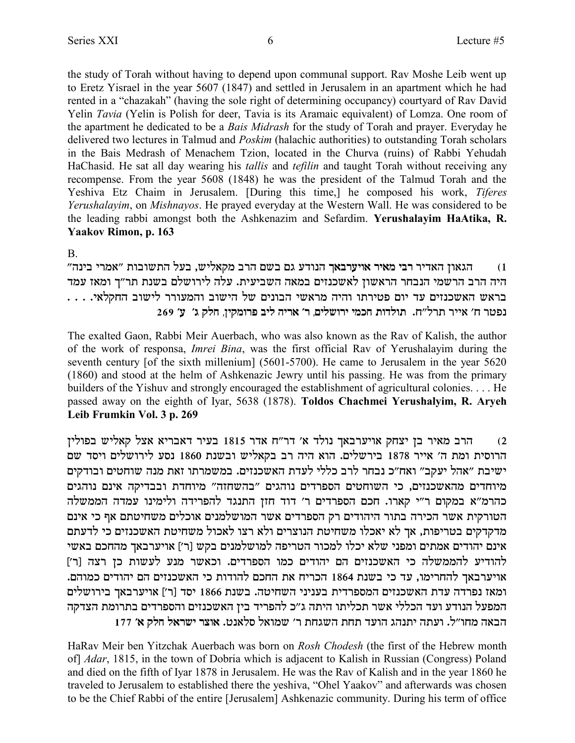the study of Torah without having to depend upon communal support. Rav Moshe Leib went up to Eretz Yisrael in the year 5607 (1847) and settled in Jerusalem in an apartment which he had rented in a "chazakah" (having the sole right of determining occupancy) courtyard of Rav David Yelin *Tavia* (Yelin is Polish for deer, Tavia is its Aramaic equivalent) of Lomza. One room of the apartment he dedicated to be a *Bais Midrash* for the study of Torah and prayer. Everyday he delivered two lectures in Talmud and *Poskim* (halachic authorities) to outstanding Torah scholars in the Bais Medrash of Menachem Tzion, located in the Churva (ruins) of Rabbi Yehudah HaChasid. He sat all day wearing his *tallis* and *tefilin* and taught Torah without receiving any recompense. From the year 5608 (1848) he was the president of the Talmud Torah and the Yeshiva Etz Chaim in Jerusalem. [During this time,] he composed his work, *Tiferes Yerushalayim*, on *Mishnayos*. He prayed everyday at the Western Wall. He was considered to be the leading rabbi amongst both the Ashkenazim and Sefardim. **Yerushalayim HaAtika, R. Yaakov Rimon, p. 163**

B.

1) הגאון האדיר **רבי מאיר אויערבאך** הנודע גם בשם הרב מקאליש, בעל התשובות "אמרי בינה" היה הרב הרשמי הנבחר הראשון לאשכנזים במאה השביעית. עלה לירושלם בשנת תר"ך ומאז עמד בראש האשכנזים עד יום פטירתו והיה מראשי הבונים של הישוב והמעורר לישוב החקלאי. . . . נפטר ח' אייר תרל"ח. **תולדות חכמי ירושלים, ר' אריה ליב פרומקין, חלק ג' ע' 269**

The exalted Gaon, Rabbi Meir Auerbach, who was also known as the Rav of Kalish, the author of the work of responsa, *Imrei Bina*, was the first official Rav of Yerushalayim during the seventh century [of the sixth millenium] (5601-5700). He came to Jerusalem in the year 5620 (1860) and stood at the helm of Ashkenazic Jewry until his passing. He was from the primary builders of the Yishuv and strongly encouraged the establishment of agricultural colonies. . . . He passed away on the eighth of Iyar, 5638 (1878). **Toldos Chachmei Yerushalyim, R. Aryeh Leib Frumkin Vol. 3 p. 269**

2) הרב מאיר בן יצחק אויערבאך נולד א' דר"ח אדר 1815 בעיר דאבריא אצל קאליש בפולין הרוסית ומת ה' אייר 1878 בירשלים. הוא היה רב בקאליש ובשנת 1860 נסע לירושלים ויסד שם ישיבת "אהל יעקב" ואח"כ נבחר לרב כללי לעדת האשכנזים. במשמרתו זאת מנה שוחטים ובודקים מיוחדים מהאשכנזים, כי השוחטים הספרדים נוהגים "בהשחזה" מיוחדת ובבדיקה אינם נוהגים כהרמ"א במקום ר"י קארו. חכם הספרדים ר' דוד חזן התנגד להפרידה ולימינו עמדה הממשלה הטורקית אשר הכירה בתור היהודים רק הספרדים אשר המושלמנים אוכלים משחיטתם אף כי אינם מדקדקים בטריפות, אך לא יאכלו משחיטת הנוצרים ולא רצו לאכול משחיטת האשכנזים כי לדעתם אינם יהודים אמתים ומפני שלא יכלו למכור הטריפה למושלמנים בקש [ר'] אויערבאך מהחכם באשי להודיע להממשלה כי האשכנזים הם יהודים כמו הספרדים. וכאשר מנע לעשות כן רצה [ר'] אויערבאך להחרימו, עד כי בשנת 1864 הכריח את החכם להודות כי האשכנזים הם יהודים כמוהם. ומאז נפרדה עדת האשכנזים המספרדית בעניני השחיטה. בשנת 1866 יסד [ר'] אויערבאך בירושלים המפעל הנודע ועד הכללי אשר תכליתו היתה ג"כ להפריד בין האשכנזים והספרדים בתרומת הצדקה הבאה מחו"ל. ועתה יתנהג הועד תחת השגחת ר' שמואל סלאנט. **אוצר ישראל חלק א' 177**

HaRav Meir ben Yitzchak Auerbach was born on *Rosh Chodesh* (the first of the Hebrew month of] *Adar*, 1815, in the town of Dobria which is adjacent to Kalish in Russian (Congress) Poland and died on the fifth of Iyar 1878 in Jerusalem. He was the Rav of Kalish and in the year 1860 he traveled to Jerusalem to established there the yeshiva, "Ohel Yaakov" and afterwards was chosen to be the Chief Rabbi of the entire [Jerusalem] Ashkenazic community. During his term of office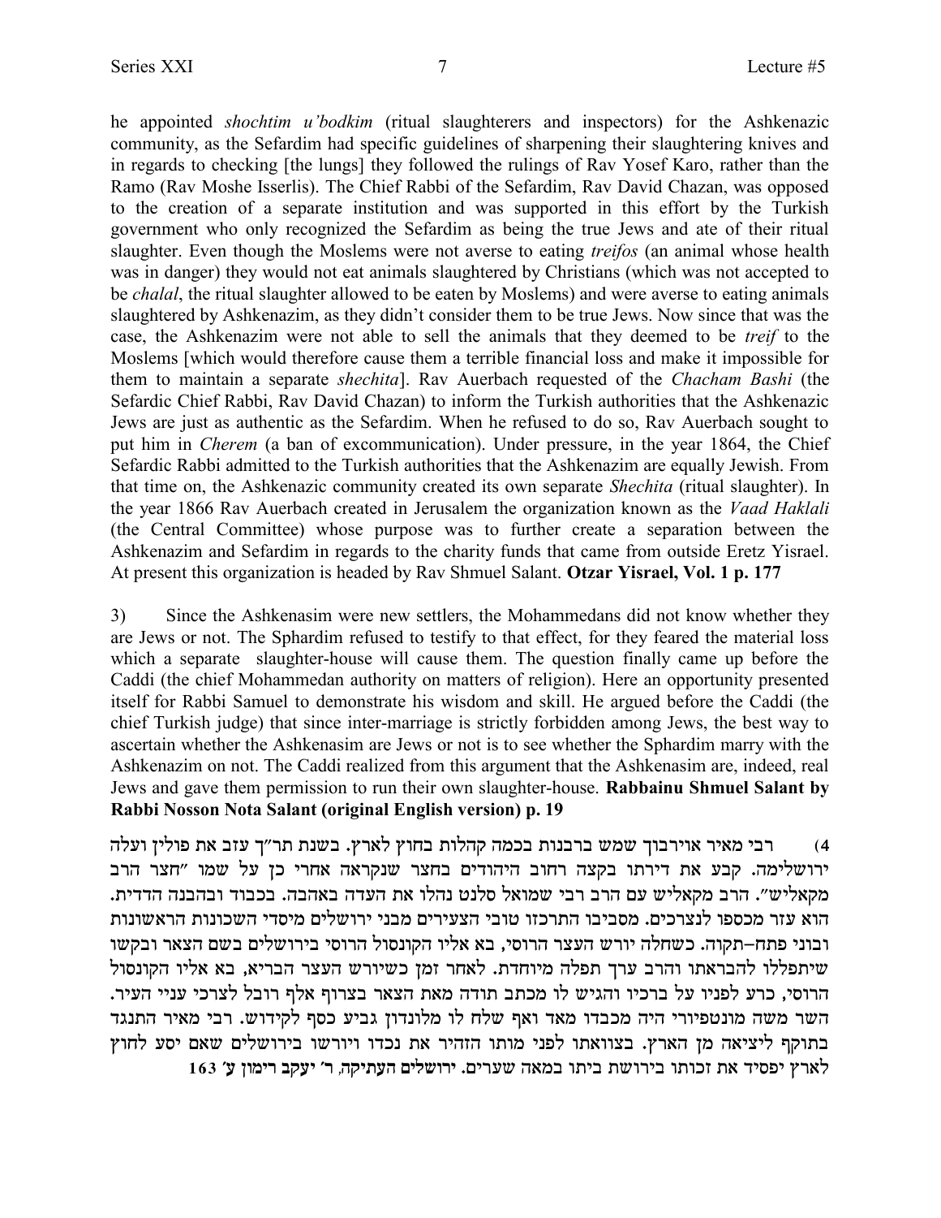he appointed *shochtim u'bodkim* (ritual slaughterers and inspectors) for the Ashkenazic community, as the Sefardim had specific guidelines of sharpening their slaughtering knives and in regards to checking [the lungs] they followed the rulings of Rav Yosef Karo, rather than the Ramo (Rav Moshe Isserlis). The Chief Rabbi of the Sefardim, Rav David Chazan, was opposed to the creation of a separate institution and was supported in this effort by the Turkish government who only recognized the Sefardim as being the true Jews and ate of their ritual slaughter. Even though the Moslems were not averse to eating *treifos* (an animal whose health was in danger) they would not eat animals slaughtered by Christians (which was not accepted to be *chalal*, the ritual slaughter allowed to be eaten by Moslems) and were averse to eating animals slaughtered by Ashkenazim, as they didn't consider them to be true Jews. Now since that was the case, the Ashkenazim were not able to sell the animals that they deemed to be *treif* to the Moslems [which would therefore cause them a terrible financial loss and make it impossible for them to maintain a separate *shechita*]. Rav Auerbach requested of the *Chacham Bashi* (the Sefardic Chief Rabbi, Rav David Chazan) to inform the Turkish authorities that the Ashkenazic Jews are just as authentic as the Sefardim. When he refused to do so, Rav Auerbach sought to put him in *Cherem* (a ban of excommunication). Under pressure, in the year 1864, the Chief Sefardic Rabbi admitted to the Turkish authorities that the Ashkenazim are equally Jewish. From that time on, the Ashkenazic community created its own separate *Shechita* (ritual slaughter). In the year 1866 Rav Auerbach created in Jerusalem the organization known as the *Vaad Haklali* (the Central Committee) whose purpose was to further create a separation between the Ashkenazim and Sefardim in regards to the charity funds that came from outside Eretz Yisrael. At present this organization is headed by Rav Shmuel Salant. **Otzar Yisrael, Vol. 1 p. 177**

3) Since the Ashkenasim were new settlers, the Mohammedans did not know whether they are Jews or not. The Sphardim refused to testify to that effect, for they feared the material loss which a separate slaughter-house will cause them. The question finally came up before the Caddi (the chief Mohammedan authority on matters of religion). Here an opportunity presented itself for Rabbi Samuel to demonstrate his wisdom and skill. He argued before the Caddi (the chief Turkish judge) that since inter-marriage is strictly forbidden among Jews, the best way to ascertain whether the Ashkenasim are Jews or not is to see whether the Sphardim marry with the Ashkenazim on not. The Caddi realized from this argument that the Ashkenasim are, indeed, real Jews and gave them permission to run their own slaughter-house. **Rabbainu Shmuel Salant by Rabbi Nosson Nota Salant (original English version) p. 19**

4) רבי מאיר אוירבוך שמש ברבנות בכמה קהלות בחוץ לארץ. בשנת תר"ך עזב את פולין ועלה ירושלימה. קבע את דירתו בקצה רחוב היהודים בחצר שנקראה אחרי כן על שמו "חצר הרב מקאליש". הרב מקאליש עם הרב רבי שמואל סלנט נהלו את העדה באהבה. בכבוד ובהבנה הדדית. הוא עזר מכספו לנצרכים. מסביבו התרכזו טובי הצעירים מבני ירושלים מיסדי השכונות הראשונות ובוני פתח–תקוה. כשחלה יורש העצר הרוסי, בא אליו הקונסול הרוסי בירושלים בשם הצאר ובקשו שיתפללו להבראתו והרב ערך תפלה מיוחדת. לאחר זמן כשיורש העצר הבריא, בא אליו הקונסול הרוסי, כרע לפניו על ברכיו והגיש לו מכתב תודה מאת הצאר בצרוף אלף רובל לצרכי עניי העיר. השר משה מונטפיורי היה מכבדו מאד ואף שלח לו מלונדון גביע כסף לקידוש. רבי מאיר התנגד בתוקף ליציאה מן הארץ. בצוואתו לפני מותו הזהיר את נכדו ויורשו בירושלים שאם יסע לחוץ לארץ יפסיד את זכותו בירושת ביתו במאה שערים. **ירושלים העתיקה, ר' יעקב רימון ע' 163**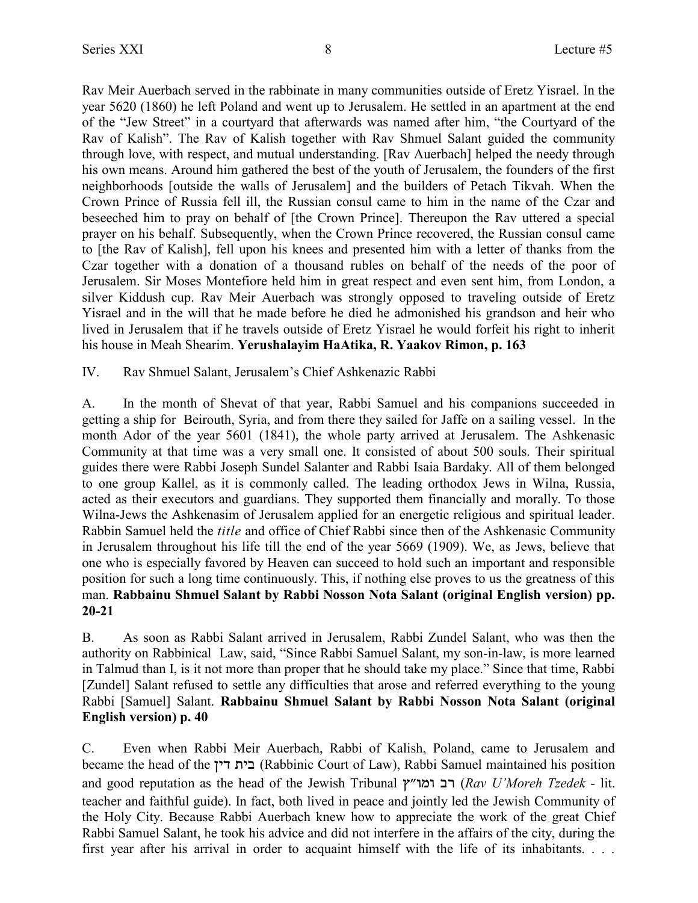Rav Meir Auerbach served in the rabbinate in many communities outside of Eretz Yisrael. In the year 5620 (1860) he left Poland and went up to Jerusalem. He settled in an apartment at the end of the "Jew Street" in a courtyard that afterwards was named after him, "the Courtyard of the Rav of Kalish". The Rav of Kalish together with Rav Shmuel Salant guided the community through love, with respect, and mutual understanding. [Rav Auerbach] helped the needy through his own means. Around him gathered the best of the youth of Jerusalem, the founders of the first neighborhoods [outside the walls of Jerusalem] and the builders of Petach Tikvah. When the Crown Prince of Russia fell ill, the Russian consul came to him in the name of the Czar and beseeched him to pray on behalf of [the Crown Prince]. Thereupon the Rav uttered a special prayer on his behalf. Subsequently, when the Crown Prince recovered, the Russian consul came to [the Rav of Kalish], fell upon his knees and presented him with a letter of thanks from the Czar together with a donation of a thousand rubles on behalf of the needs of the poor of Jerusalem. Sir Moses Montefiore held him in great respect and even sent him, from London, a silver Kiddush cup. Rav Meir Auerbach was strongly opposed to traveling outside of Eretz Yisrael and in the will that he made before he died he admonished his grandson and heir who lived in Jerusalem that if he travels outside of Eretz Yisrael he would forfeit his right to inherit his house in Meah Shearim. **Yerushalayim HaAtika, R. Yaakov Rimon, p. 163**

IV. Rav Shmuel Salant, Jerusalem's Chief Ashkenazic Rabbi

A. In the month of Shevat of that year, Rabbi Samuel and his companions succeeded in getting a ship for Beirouth, Syria, and from there they sailed for Jaffe on a sailing vessel. In the month Ador of the year 5601 (1841), the whole party arrived at Jerusalem. The Ashkenasic Community at that time was a very small one. It consisted of about 500 souls. Their spiritual guides there were Rabbi Joseph Sundel Salanter and Rabbi Isaia Bardaky. All of them belonged to one group Kallel, as it is commonly called. The leading orthodox Jews in Wilna, Russia, acted as their executors and guardians. They supported them financially and morally. To those Wilna-Jews the Ashkenasim of Jerusalem applied for an energetic religious and spiritual leader. Rabbin Samuel held the *title* and office of Chief Rabbi since then of the Ashkenasic Community in Jerusalem throughout his life till the end of the year 5669 (1909). We, as Jews, believe that one who is especially favored by Heaven can succeed to hold such an important and responsible position for such a long time continuously. This, if nothing else proves to us the greatness of this man. **Rabbainu Shmuel Salant by Rabbi Nosson Nota Salant (original English version) pp. 20-21**

B. As soon as Rabbi Salant arrived in Jerusalem, Rabbi Zundel Salant, who was then the authority on Rabbinical Law, said, "Since Rabbi Samuel Salant, my son-in-law, is more learned in Talmud than I, is it not more than proper that he should take my place." Since that time, Rabbi [Zundel] Salant refused to settle any difficulties that arose and referred everything to the young Rabbi [Samuel] Salant. **Rabbainu Shmuel Salant by Rabbi Nosson Nota Salant (original English version) p. 40**

C. Even when Rabbi Meir Auerbach, Rabbi of Kalish, Poland, came to Jerusalem and became the head of the בית דין (Rabbinic Court of Law), Rabbi Samuel maintained his position and good reputation as the head of the Jewish Tribunal רב ומו"ץ (*Rav U'Moreh Tzedek* - lit. teacher and faithful guide). In fact, both lived in peace and jointly led the Jewish Community of the Holy City. Because Rabbi Auerbach knew how to appreciate the work of the great Chief Rabbi Samuel Salant, he took his advice and did not interfere in the affairs of the city, during the first year after his arrival in order to acquaint himself with the life of its inhabitants. . . .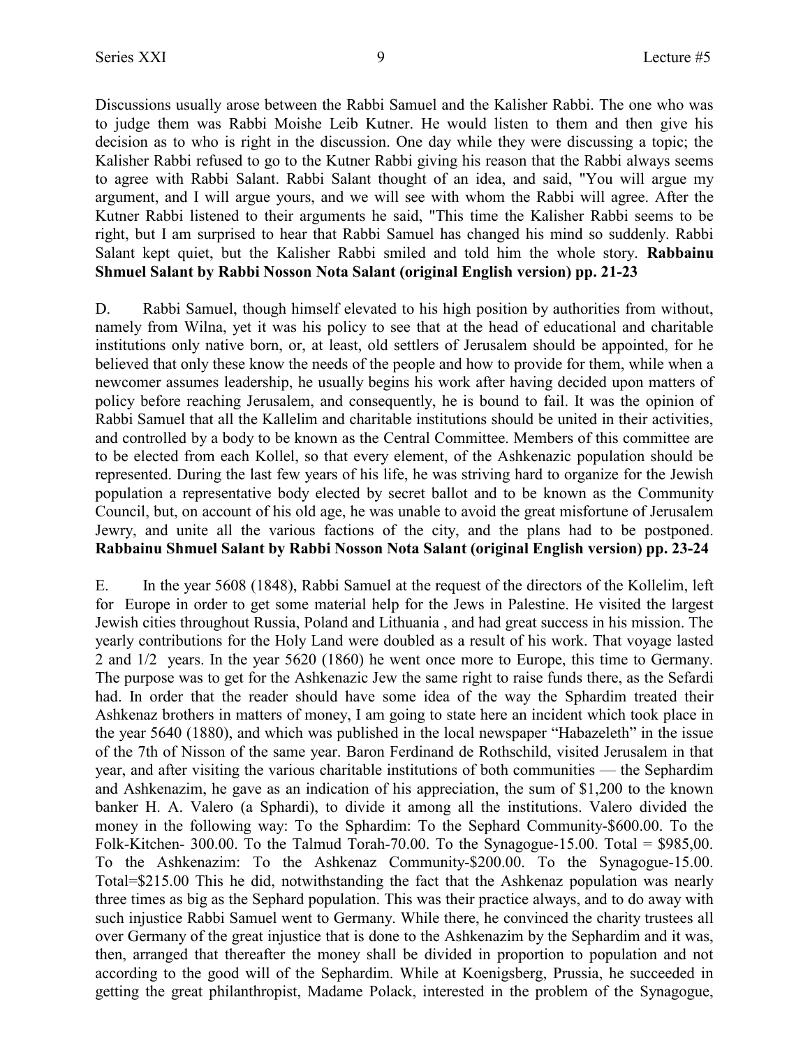Discussions usually arose between the Rabbi Samuel and the Kalisher Rabbi. The one who was to judge them was Rabbi Moishe Leib Kutner. He would listen to them and then give his decision as to who is right in the discussion. One day while they were discussing a topic; the Kalisher Rabbi refused to go to the Kutner Rabbi giving his reason that the Rabbi always seems to agree with Rabbi Salant. Rabbi Salant thought of an idea, and said, "You will argue my argument, and I will argue yours, and we will see with whom the Rabbi will agree. After the Kutner Rabbi listened to their arguments he said, "This time the Kalisher Rabbi seems to be right, but I am surprised to hear that Rabbi Samuel has changed his mind so suddenly. Rabbi Salant kept quiet, but the Kalisher Rabbi smiled and told him the whole story. **Rabbainu Shmuel Salant by Rabbi Nosson Nota Salant (original English version) pp. 21-23**

D. Rabbi Samuel, though himself elevated to his high position by authorities from without, namely from Wilna, yet it was his policy to see that at the head of educational and charitable institutions only native born, or, at least, old settlers of Jerusalem should be appointed, for he believed that only these know the needs of the people and how to provide for them, while when a newcomer assumes leadership, he usually begins his work after having decided upon matters of policy before reaching Jerusalem, and consequently, he is bound to fail. It was the opinion of Rabbi Samuel that all the Kallelim and charitable institutions should be united in their activities, and controlled by a body to be known as the Central Committee. Members of this committee are to be elected from each Kollel, so that every element, of the Ashkenazic population should be represented. During the last few years of his life, he was striving hard to organize for the Jewish population a representative body elected by secret ballot and to be known as the Community Council, but, on account of his old age, he was unable to avoid the great misfortune of Jerusalem Jewry, and unite all the various factions of the city, and the plans had to be postponed. **Rabbainu Shmuel Salant by Rabbi Nosson Nota Salant (original English version) pp. 23-24**

E. In the year 5608 (1848), Rabbi Samuel at the request of the directors of the Kollelim, left for Europe in order to get some material help for the Jews in Palestine. He visited the largest Jewish cities throughout Russia, Poland and Lithuania , and had great success in his mission. The yearly contributions for the Holy Land were doubled as a result of his work. That voyage lasted 2 and 1/2 years. In the year 5620 (1860) he went once more to Europe, this time to Germany. The purpose was to get for the Ashkenazic Jew the same right to raise funds there, as the Sefardi had. In order that the reader should have some idea of the way the Sphardim treated their Ashkenaz brothers in matters of money, I am going to state here an incident which took place in the year 5640 (1880), and which was published in the local newspaper "Habazeleth" in the issue of the 7th of Nisson of the same year. Baron Ferdinand de Rothschild, visited Jerusalem in that year, and after visiting the various charitable institutions of both communities — the Sephardim and Ashkenazim, he gave as an indication of his appreciation, the sum of $1,200 to the known banker H. A. Valero (a Sphardi), to divide it among all the institutions. Valero divided the money in the following way: To the Sphardim: To the Sephard Community-$600.00. To the Folk-Kitchen- 300.00. To the Talmud Torah-70.00. To the Synagogue-15.00. Total = $985,00. To the Ashkenazim: To the Ashkenaz Community-$200.00. To the Synagogue-15.00. Total=$215.00 This he did, notwithstanding the fact that the Ashkenaz population was nearly three times as big as the Sephard population. This was their practice always, and to do away with such injustice Rabbi Samuel went to Germany. While there, he convinced the charity trustees all over Germany of the great injustice that is done to the Ashkenazim by the Sephardim and it was, then, arranged that thereafter the money shall be divided in proportion to population and not according to the good will of the Sephardim. While at Koenigsberg, Prussia, he succeeded in getting the great philanthropist, Madame Polack, interested in the problem of the Synagogue,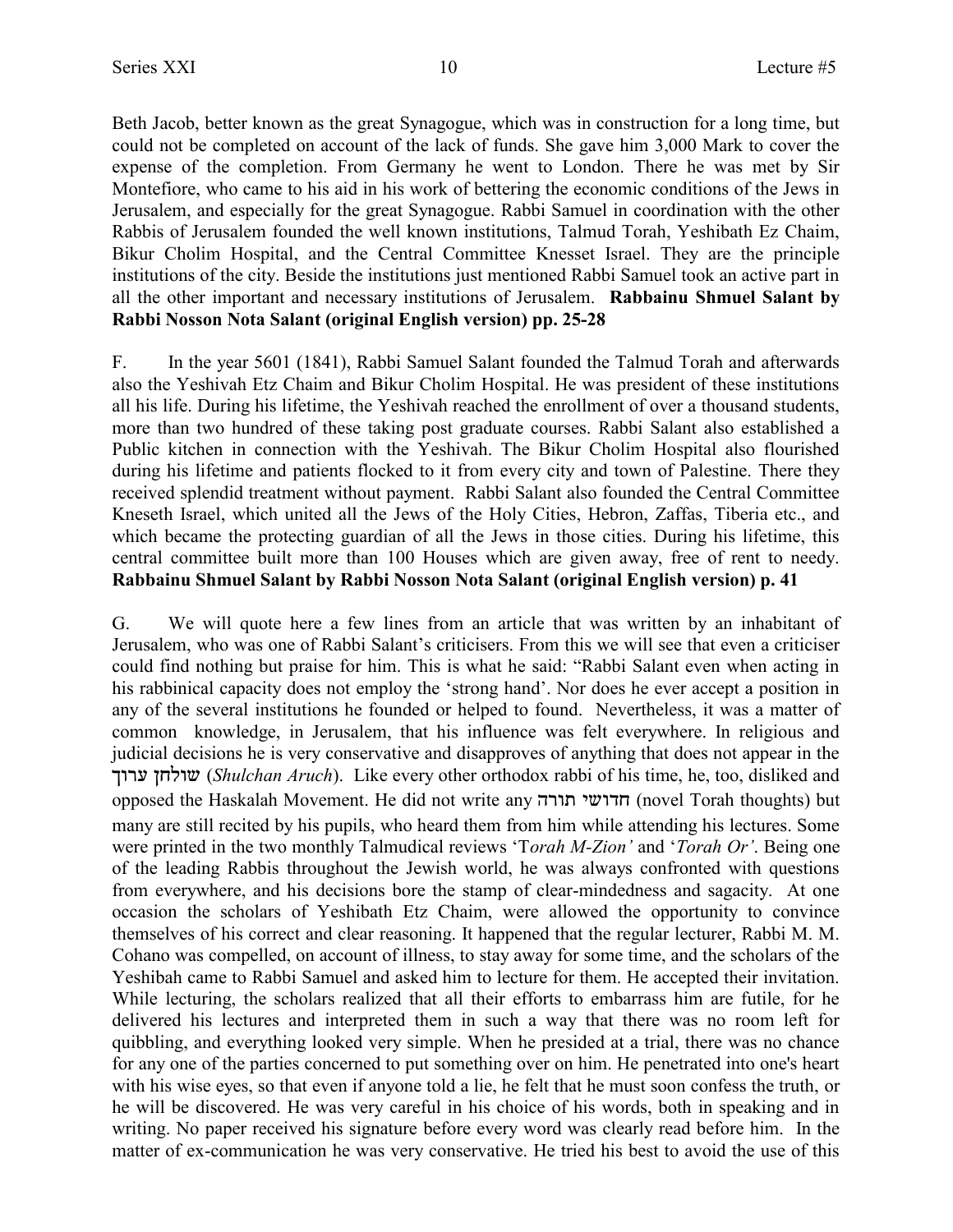Beth Jacob, better known as the great Synagogue, which was in construction for a long time, but could not be completed on account of the lack of funds. She gave him 3,000 Mark to cover the expense of the completion. From Germany he went to London. There he was met by Sir Montefiore, who came to his aid in his work of bettering the economic conditions of the Jews in Jerusalem, and especially for the great Synagogue. Rabbi Samuel in coordination with the other Rabbis of Jerusalem founded the well known institutions, Talmud Torah, Yeshibath Ez Chaim, Bikur Cholim Hospital, and the Central Committee Knesset Israel. They are the principle institutions of the city. Beside the institutions just mentioned Rabbi Samuel took an active part in all the other important and necessary institutions of Jerusalem. **Rabbainu Shmuel Salant by Rabbi Nosson Nota Salant (original English version) pp. 25-28**

F. In the year 5601 (1841), Rabbi Samuel Salant founded the Talmud Torah and afterwards also the Yeshivah Etz Chaim and Bikur Cholim Hospital. He was president of these institutions all his life. During his lifetime, the Yeshivah reached the enrollment of over a thousand students, more than two hundred of these taking post graduate courses. Rabbi Salant also established a Public kitchen in connection with the Yeshivah. The Bikur Cholim Hospital also flourished during his lifetime and patients flocked to it from every city and town of Palestine. There they received splendid treatment without payment. Rabbi Salant also founded the Central Committee Kneseth Israel, which united all the Jews of the Holy Cities, Hebron, Zaffas, Tiberia etc., and which became the protecting guardian of all the Jews in those cities. During his lifetime, this central committee built more than 100 Houses which are given away, free of rent to needy. **Rabbainu Shmuel Salant by Rabbi Nosson Nota Salant (original English version) p. 41**

G. We will quote here a few lines from an article that was written by an inhabitant of Jerusalem, who was one of Rabbi Salant's criticisers. From this we will see that even a criticiser could find nothing but praise for him. This is what he said: "Rabbi Salant even when acting in his rabbinical capacity does not employ the 'strong hand'. Nor does he ever accept a position in any of the several institutions he founded or helped to found. Nevertheless, it was a matter of common knowledge, in Jerusalem, that his influence was felt everywhere. In religious and judicial decisions he is very conservative and disapproves of anything that does not appear in the שולחן ערוך (*Shulchan Aruch*). Like every other orthodox rabbi of his time, he, too, disliked and opposed the Haskalah Movement. He did not write any חדושי תורה (novel Torah thoughts) but many are still recited by his pupils, who heard them from him while attending his lectures. Some were printed in the two monthly Talmudical reviews '*Torah M-Zion'* and '*Torah Or'*. Being one of the leading Rabbis throughout the Jewish world, he was always confronted with questions from everywhere, and his decisions bore the stamp of clear-mindedness and sagacity. At one occasion the scholars of Yeshibath Etz Chaim, were allowed the opportunity to convince themselves of his correct and clear reasoning. It happened that the regular lecturer, Rabbi M. M. Cohano was compelled, on account of illness, to stay away for some time, and the scholars of the Yeshibah came to Rabbi Samuel and asked him to lecture for them. He accepted their invitation. While lecturing, the scholars realized that all their efforts to embarrass him are futile, for he delivered his lectures and interpreted them in such a way that there was no room left for quibbling, and everything looked very simple. When he presided at a trial, there was no chance for any one of the parties concerned to put something over on him. He penetrated into one's heart with his wise eyes, so that even if anyone told a lie, he felt that he must soon confess the truth, or he will be discovered. He was very careful in his choice of his words, both in speaking and in writing. No paper received his signature before every word was clearly read before him. In the matter of ex-communication he was very conservative. He tried his best to avoid the use of this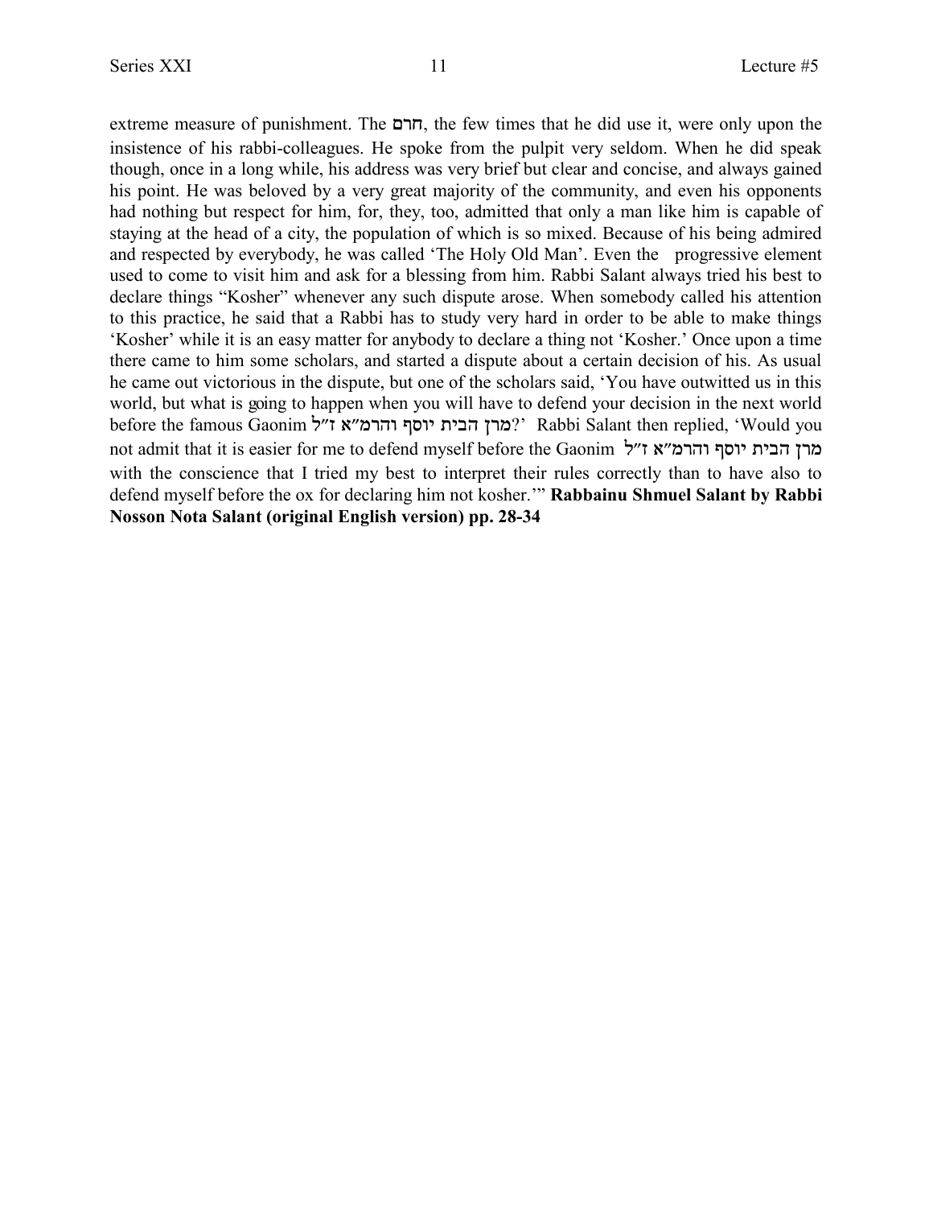extreme measure of punishment. The חרם, the few times that he did use it, were only upon the insistence of his rabbi-colleagues. He spoke from the pulpit very seldom. When he did speak though, once in a long while, his address was very brief but clear and concise, and always gained his point. He was beloved by a very great majority of the community, and even his opponents had nothing but respect for him, for, they, too, admitted that only a man like him is capable of staying at the head of a city, the population of which is so mixed. Because of his being admired and respected by everybody, he was called 'The Holy Old Man'. Even the progressive element used to come to visit him and ask for a blessing from him. Rabbi Salant always tried his best to declare things "Kosher" whenever any such dispute arose. When somebody called his attention to this practice, he said that a Rabbi has to study very hard in order to be able to make things 'Kosher' while it is an easy matter for anybody to declare a thing not 'Kosher.' Once upon a time there came to him some scholars, and started a dispute about a certain decision of his. As usual he came out victorious in the dispute, but one of the scholars said, 'You have outwitted us in this world, but what is going to happen when you will have to defend your decision in the next world before the famous Gaonim מרן הבית יוסף והרמ״א ז״ל?' Rabbi Salant then replied, 'Would you not admit that it is easier for me to defend myself before the Gaonim מרן הבית יוסף והרמ״א ז״ל with the conscience that I tried my best to interpret their rules correctly than to have also to defend myself before the ox for declaring him not kosher.'" **Rabbainu Shmuel Salant by Rabbi Nosson Nota Salant (original English version) pp. 28-34**